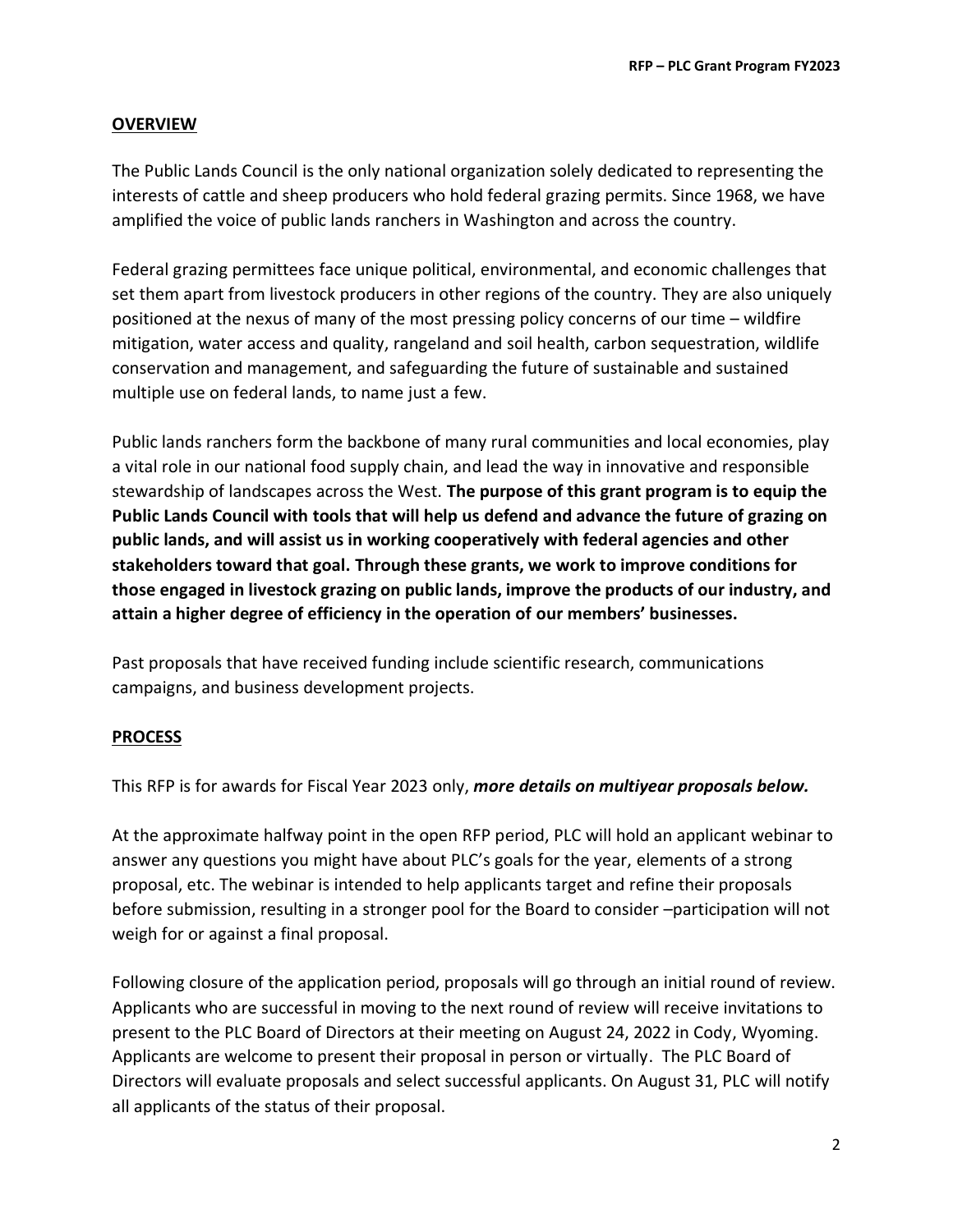## OVERVIEW

The Public Lands Council is the only national organization solely dedicated to representing the interests of cattle and sheep producers who hold federal grazing permits. Since 1968, we have amplified the voice of public lands ranchers in Washington and across the country.

Federal grazing permittees face unique political, environmental, and economic challenges that set them apart from livestock producers in other regions of the country. They are also uniquely positioned at the nexus of many of the most pressing policy concerns of our time – wildfire mitigation, water access and quality, rangeland and soil health, carbon sequestration, wildlife conservation and management, and safeguarding the future of sustainable and sustained multiple use on federal lands, to name just a few.

Public lands ranchers form the backbone of many rural communities and local economies, play a vital role in our national food supply chain, and lead the way in innovative and responsible stewardship of landscapes across the West. **The purpose of this grant program is to equip the Public Lands Council with tools that will help us defend and advance the future of grazing on public lands, and will assist us in working cooperatively with federal agencies and other stakeholders toward that goal. Through these grants, we work to improve conditions for those engaged in livestock grazing on public lands, improve the products of our industry, and attain a higher degree of efficiency in the operation of our members' businesses.**

Past proposals that have received funding include scientific research, communications campaigns, and business development projects.

## PROCESS

This RFP is for awards for Fiscal Year 2023 only, ***more details on multiyear proposals below.***

At the approximate halfway point in the open RFP period, PLC will hold an applicant webinar to answer any questions you might have about PLC's goals for the year, elements of a strong proposal, etc. The webinar is intended to help applicants target and refine their proposals before submission, resulting in a stronger pool for the Board to consider –participation will not weigh for or against a final proposal.

Following closure of the application period, proposals will go through an initial round of review. Applicants who are successful in moving to the next round of review will receive invitations to present to the PLC Board of Directors at their meeting on August 24, 2022 in Cody, Wyoming. Applicants are welcome to present their proposal in person or virtually. The PLC Board of Directors will evaluate proposals and select successful applicants. On August 31, PLC will notify all applicants of the status of their proposal.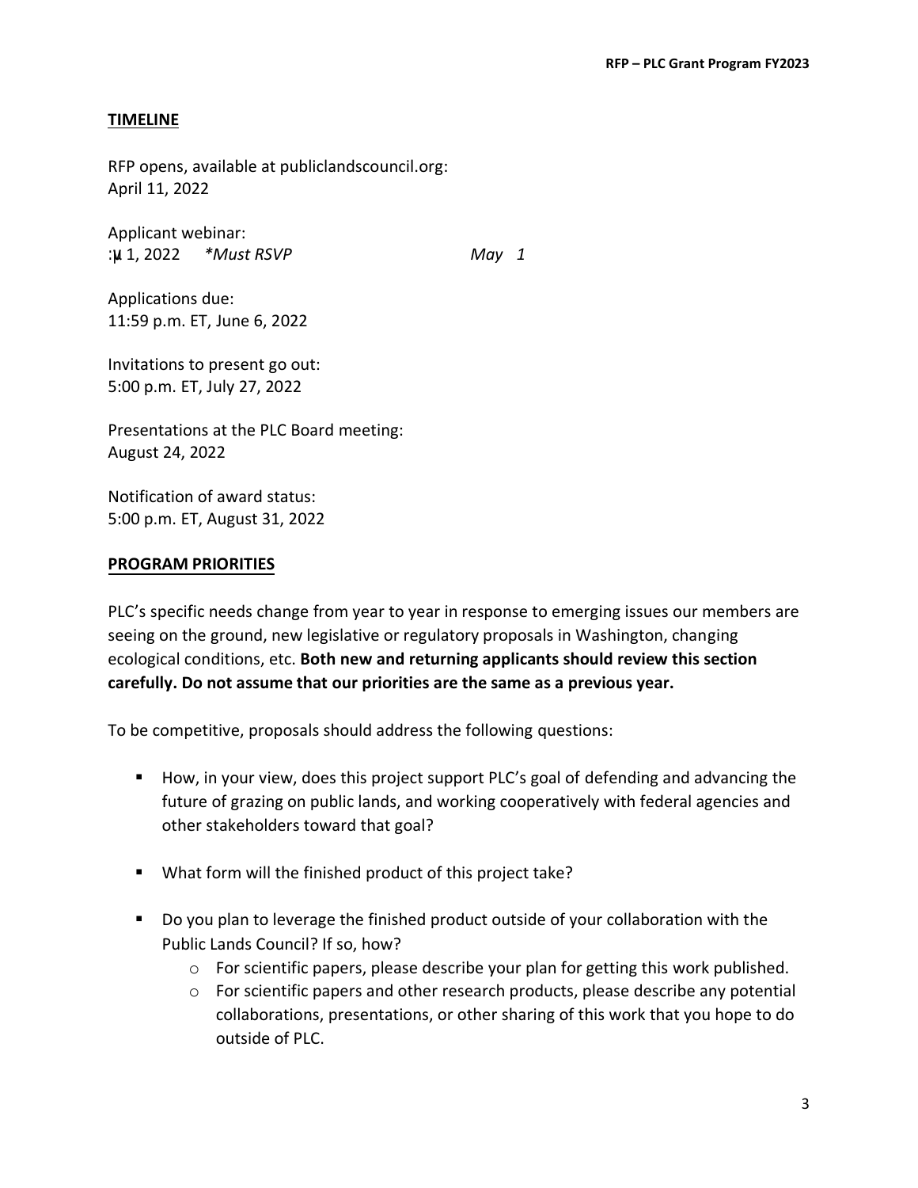## TIMELINE

RFP opens, available at publiclandscouncil.org:
April 11, 2022

Applicant webinar:
:µ 1, 2022 *Must RSVP* *May 1*

Applications due:
11:59 p.m. ET, June 6, 2022

Invitations to present go out:
5:00 p.m. ET, July 27, 2022

Presentations at the PLC Board meeting:
August 24, 2022

Notification of award status:
5:00 p.m. ET, August 31, 2022

## PROGRAM PRIORITIES

PLC's specific needs change from year to year in response to emerging issues our members are seeing on the ground, new legislative or regulatory proposals in Washington, changing ecological conditions, etc. **Both new and returning applicants should review this section carefully. Do not assume that our priorities are the same as a previous year.**

To be competitive, proposals should address the following questions:

- How, in your view, does this project support PLC's goal of defending and advancing the future of grazing on public lands, and working cooperatively with federal agencies and other stakeholders toward that goal?
- What form will the finished product of this project take?
- Do you plan to leverage the finished product outside of your collaboration with the Public Lands Council? If so, how?
  - For scientific papers, please describe your plan for getting this work published.
  - For scientific papers and other research products, please describe any potential collaborations, presentations, or other sharing of this work that you hope to do outside of PLC.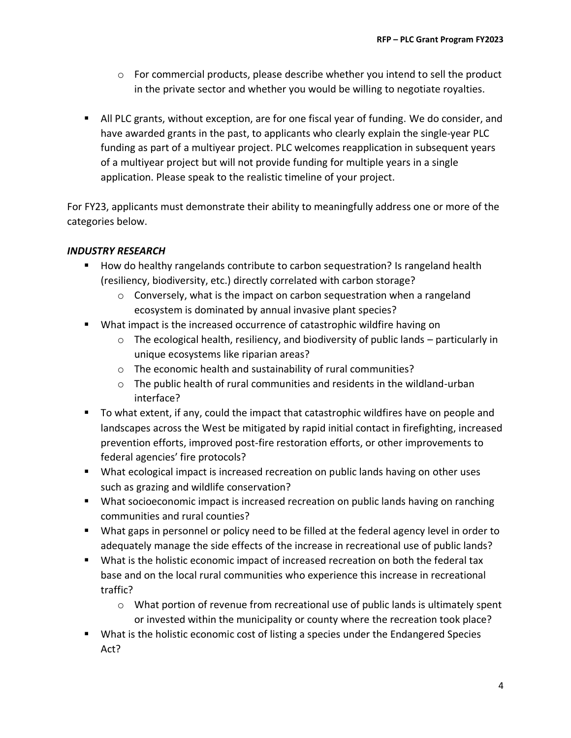- For commercial products, please describe whether you intend to sell the product in the private sector and whether you would be willing to negotiate royalties.

- All PLC grants, without exception, are for one fiscal year of funding. We do consider, and have awarded grants in the past, to applicants who clearly explain the single-year PLC funding as part of a multiyear project. PLC welcomes reapplication in subsequent years of a multiyear project but will not provide funding for multiple years in a single application. Please speak to the realistic timeline of your project.

For FY23, applicants must demonstrate their ability to meaningfully address one or more of the categories below.

***INDUSTRY RESEARCH***

- How do healthy rangelands contribute to carbon sequestration? Is rangeland health (resiliency, biodiversity, etc.) directly correlated with carbon storage?
    - Conversely, what is the impact on carbon sequestration when a rangeland ecosystem is dominated by annual invasive plant species?
- What impact is the increased occurrence of catastrophic wildfire having on
    - The ecological health, resiliency, and biodiversity of public lands – particularly in unique ecosystems like riparian areas?
    - The economic health and sustainability of rural communities?
    - The public health of rural communities and residents in the wildland-urban interface?
- To what extent, if any, could the impact that catastrophic wildfires have on people and landscapes across the West be mitigated by rapid initial contact in firefighting, increased prevention efforts, improved post-fire restoration efforts, or other improvements to federal agencies' fire protocols?
- What ecological impact is increased recreation on public lands having on other uses such as grazing and wildlife conservation?
- What socioeconomic impact is increased recreation on public lands having on ranching communities and rural counties?
- What gaps in personnel or policy need to be filled at the federal agency level in order to adequately manage the side effects of the increase in recreational use of public lands?
- What is the holistic economic impact of increased recreation on both the federal tax base and on the local rural communities who experience this increase in recreational traffic?
    - What portion of revenue from recreational use of public lands is ultimately spent or invested within the municipality or county where the recreation took place?
- What is the holistic economic cost of listing a species under the Endangered Species Act?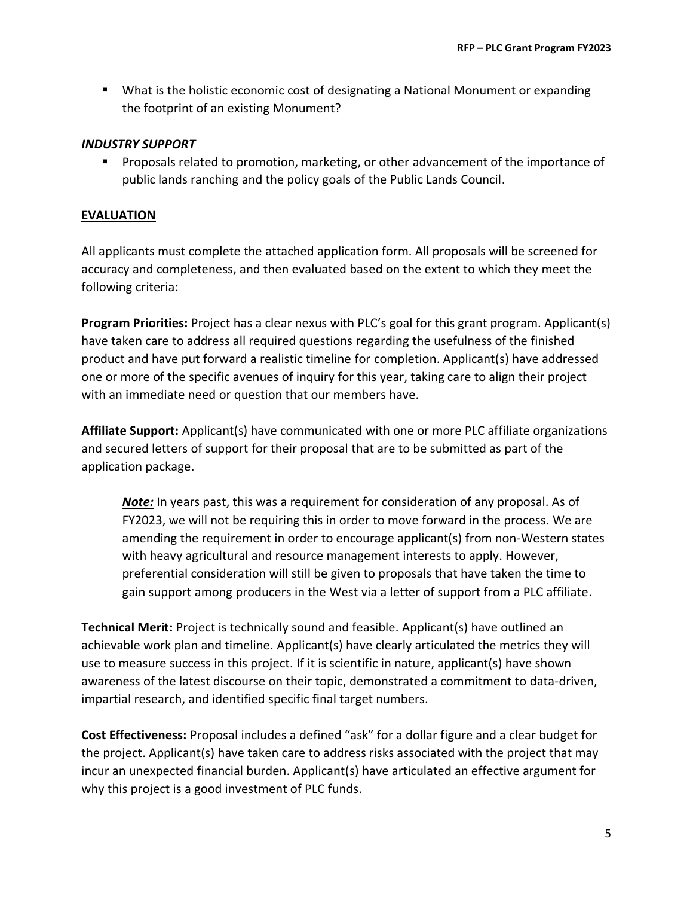- What is the holistic economic cost of designating a National Monument or expanding the footprint of an existing Monument?

***INDUSTRY SUPPORT***

- Proposals related to promotion, marketing, or other advancement of the importance of public lands ranching and the policy goals of the Public Lands Council.

## EVALUATION

All applicants must complete the attached application form. All proposals will be screened for accuracy and completeness, and then evaluated based on the extent to which they meet the following criteria:

**Program Priorities:** Project has a clear nexus with PLC's goal for this grant program. Applicant(s) have taken care to address all required questions regarding the usefulness of the finished product and have put forward a realistic timeline for completion. Applicant(s) have addressed one or more of the specific avenues of inquiry for this year, taking care to align their project with an immediate need or question that our members have.

**Affiliate Support:** Applicant(s) have communicated with one or more PLC affiliate organizations and secured letters of support for their proposal that are to be submitted as part of the application package.

> ***Note:*** In years past, this was a requirement for consideration of any proposal. As of FY2023, we will not be requiring this in order to move forward in the process. We are amending the requirement in order to encourage applicant(s) from non-Western states with heavy agricultural and resource management interests to apply. However, preferential consideration will still be given to proposals that have taken the time to gain support among producers in the West via a letter of support from a PLC affiliate.

**Technical Merit:** Project is technically sound and feasible. Applicant(s) have outlined an achievable work plan and timeline. Applicant(s) have clearly articulated the metrics they will use to measure success in this project. If it is scientific in nature, applicant(s) have shown awareness of the latest discourse on their topic, demonstrated a commitment to data-driven, impartial research, and identified specific final target numbers.

**Cost Effectiveness:** Proposal includes a defined "ask" for a dollar figure and a clear budget for the project. Applicant(s) have taken care to address risks associated with the project that may incur an unexpected financial burden. Applicant(s) have articulated an effective argument for why this project is a good investment of PLC funds.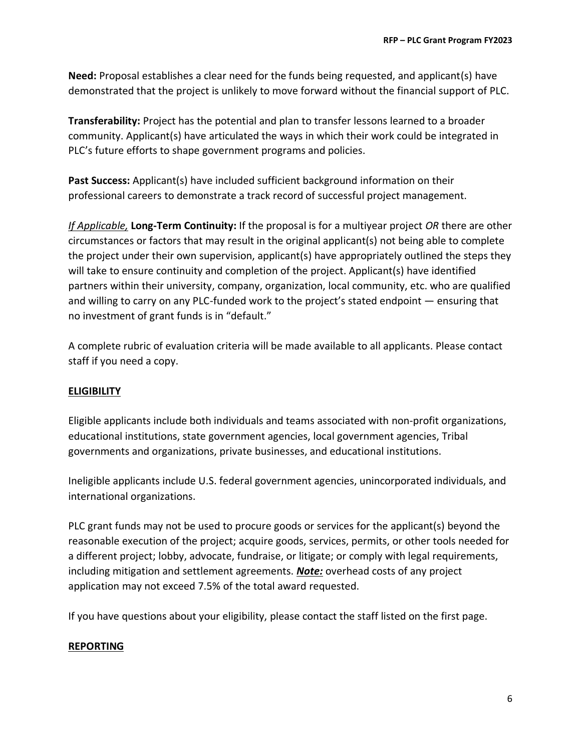**Need:** Proposal establishes a clear need for the funds being requested, and applicant(s) have demonstrated that the project is unlikely to move forward without the financial support of PLC.

**Transferability:** Project has the potential and plan to transfer lessons learned to a broader community. Applicant(s) have articulated the ways in which their work could be integrated in PLC's future efforts to shape government programs and policies.

**Past Success:** Applicant(s) have included sufficient background information on their professional careers to demonstrate a track record of successful project management.

*If Applicable,* **Long-Term Continuity:** If the proposal is for a multiyear project *OR* there are other circumstances or factors that may result in the original applicant(s) not being able to complete the project under their own supervision, applicant(s) have appropriately outlined the steps they will take to ensure continuity and completion of the project. Applicant(s) have identified partners within their university, company, organization, local community, etc. who are qualified and willing to carry on any PLC-funded work to the project's stated endpoint — ensuring that no investment of grant funds is in "default."

A complete rubric of evaluation criteria will be made available to all applicants. Please contact staff if you need a copy.

## ELIGIBILITY

Eligible applicants include both individuals and teams associated with non-profit organizations, educational institutions, state government agencies, local government agencies, Tribal governments and organizations, private businesses, and educational institutions.

Ineligible applicants include U.S. federal government agencies, unincorporated individuals, and international organizations.

PLC grant funds may not be used to procure goods or services for the applicant(s) beyond the reasonable execution of the project; acquire goods, services, permits, or other tools needed for a different project; lobby, advocate, fundraise, or litigate; or comply with legal requirements, including mitigation and settlement agreements. ***Note:*** overhead costs of any project application may not exceed 7.5% of the total award requested.

If you have questions about your eligibility, please contact the staff listed on the first page.

## REPORTING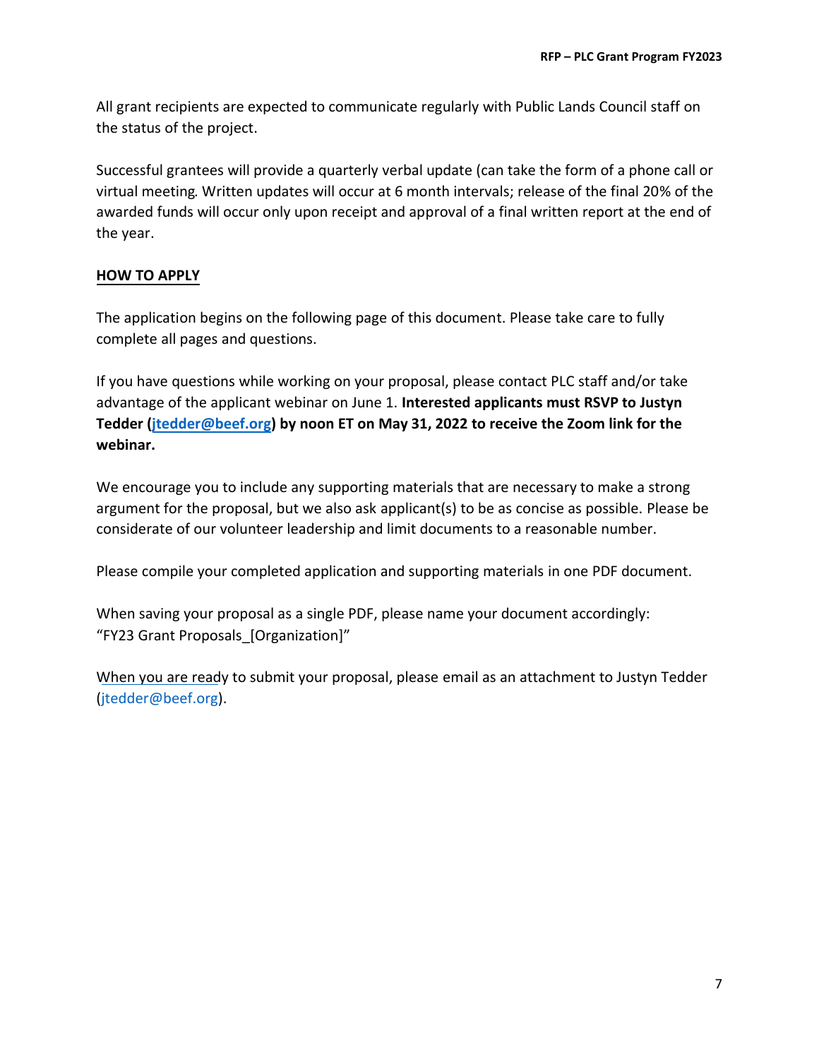All grant recipients are expected to communicate regularly with Public Lands Council staff on the status of the project.

Successful grantees will provide a quarterly verbal update (can take the form of a phone call or virtual meeting. Written updates will occur at 6 month intervals; release of the final 20% of the awarded funds will occur only upon receipt and approval of a final written report at the end of the year.

## HOW TO APPLY

The application begins on the following page of this document. Please take care to fully complete all pages and questions.

If you have questions while working on your proposal, please contact PLC staff and/or take advantage of the applicant webinar on June 1. **Interested applicants must RSVP to Justyn Tedder (jtedder@beef.org) by noon ET on May 31, 2022 to receive the Zoom link for the webinar.**

We encourage you to include any supporting materials that are necessary to make a strong argument for the proposal, but we also ask applicant(s) to be as concise as possible. Please be considerate of our volunteer leadership and limit documents to a reasonable number.

Please compile your completed application and supporting materials in one PDF document.

When saving your proposal as a single PDF, please name your document accordingly: "FY23 Grant Proposals_[Organization]"

When you are ready to submit your proposal, please email as an attachment to Justyn Tedder (jtedder@beef.org).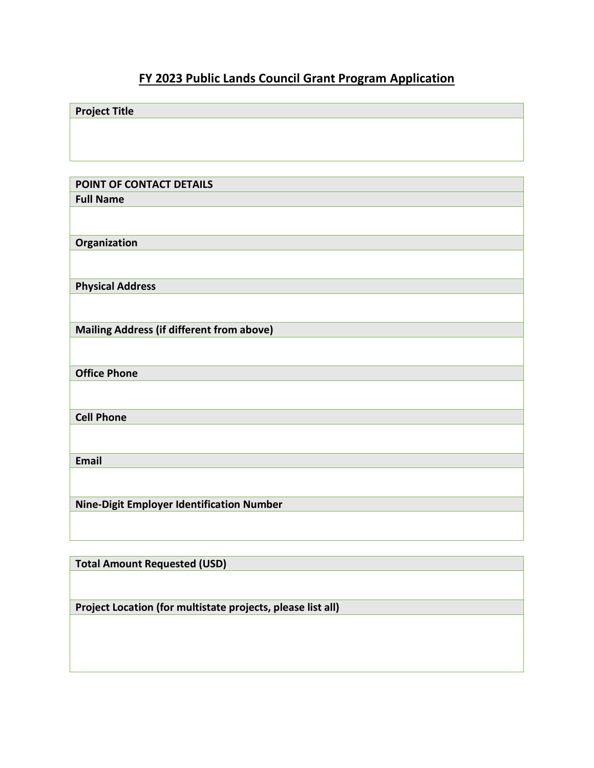# FY 2023 Public Lands Council Grant Program Application

| **Project Title** |
| --- |
| |

| **POINT OF CONTACT DETAILS** |
| --- |
| **Full Name** |
| |
| **Organization** |
| |
| **Physical Address** |
| |
| **Mailing Address (if different from above)** |
| |
| **Office Phone** |
| |
| **Cell Phone** |
| |
| **Email** |
| |
| **Nine-Digit Employer Identification Number** |
| |

| **Total Amount Requested (USD)** |
| --- |
| |
| **Project Location (for multistate projects, please list all)** |
| |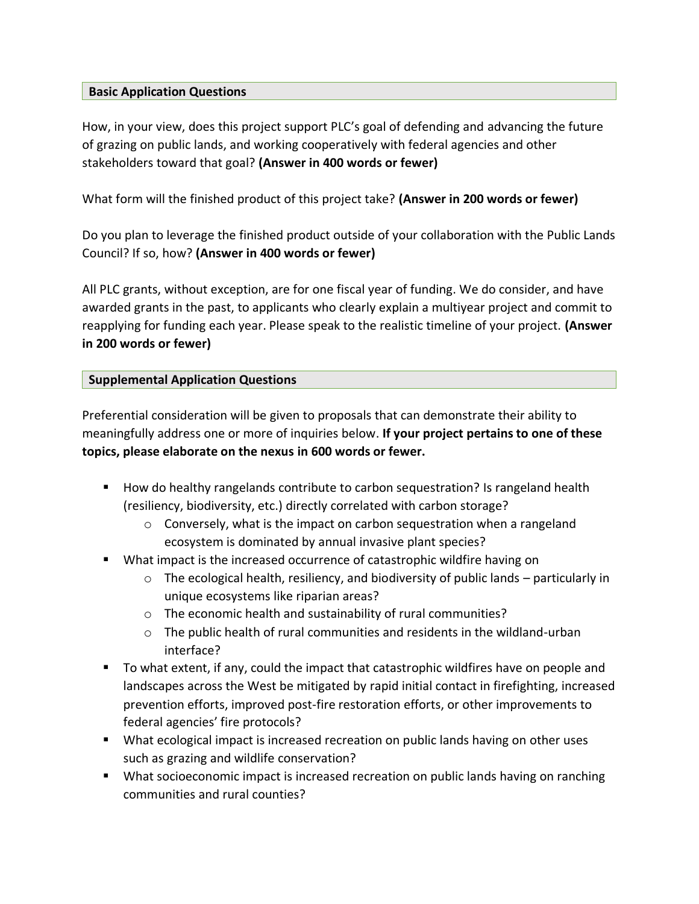## Basic Application Questions

How, in your view, does this project support PLC's goal of defending and advancing the future of grazing on public lands, and working cooperatively with federal agencies and other stakeholders toward that goal? **(Answer in 400 words or fewer)**

What form will the finished product of this project take? **(Answer in 200 words or fewer)**

Do you plan to leverage the finished product outside of your collaboration with the Public Lands Council? If so, how? **(Answer in 400 words or fewer)**

All PLC grants, without exception, are for one fiscal year of funding. We do consider, and have awarded grants in the past, to applicants who clearly explain a multiyear project and commit to reapplying for funding each year. Please speak to the realistic timeline of your project. **(Answer in 200 words or fewer)**

## Supplemental Application Questions

Preferential consideration will be given to proposals that can demonstrate their ability to meaningfully address one or more of inquiries below. **If your project pertains to one of these topics, please elaborate on the nexus in 600 words or fewer.**

- How do healthy rangelands contribute to carbon sequestration? Is rangeland health (resiliency, biodiversity, etc.) directly correlated with carbon storage?
  - Conversely, what is the impact on carbon sequestration when a rangeland ecosystem is dominated by annual invasive plant species?
- What impact is the increased occurrence of catastrophic wildfire having on
  - The ecological health, resiliency, and biodiversity of public lands – particularly in unique ecosystems like riparian areas?
  - The economic health and sustainability of rural communities?
  - The public health of rural communities and residents in the wildland-urban interface?
- To what extent, if any, could the impact that catastrophic wildfires have on people and landscapes across the West be mitigated by rapid initial contact in firefighting, increased prevention efforts, improved post-fire restoration efforts, or other improvements to federal agencies' fire protocols?
- What ecological impact is increased recreation on public lands having on other uses such as grazing and wildlife conservation?
- What socioeconomic impact is increased recreation on public lands having on ranching communities and rural counties?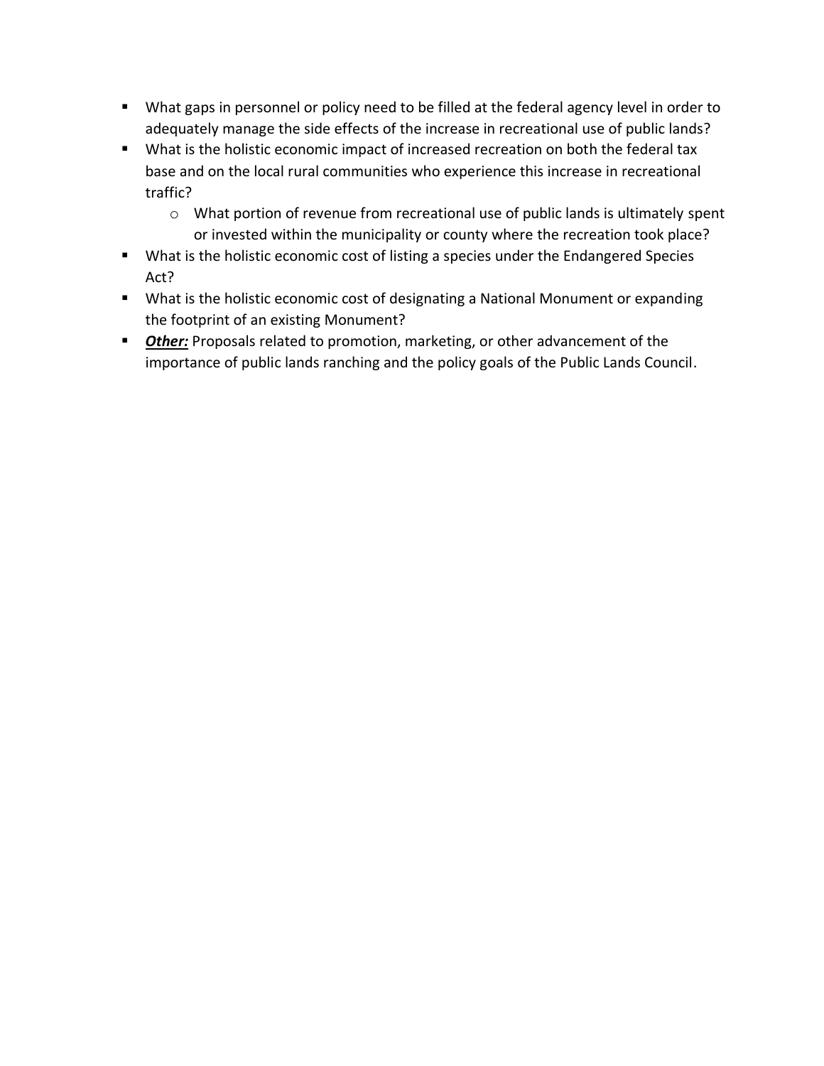- What gaps in personnel or policy need to be filled at the federal agency level in order to adequately manage the side effects of the increase in recreational use of public lands?
- What is the holistic economic impact of increased recreation on both the federal tax base and on the local rural communities who experience this increase in recreational traffic?
    - What portion of revenue from recreational use of public lands is ultimately spent or invested within the municipality or county where the recreation took place?
- What is the holistic economic cost of listing a species under the Endangered Species Act?
- What is the holistic economic cost of designating a National Monument or expanding the footprint of an existing Monument?
- ***<u>Other:</u>*** Proposals related to promotion, marketing, or other advancement of the importance of public lands ranching and the policy goals of the Public Lands Council.